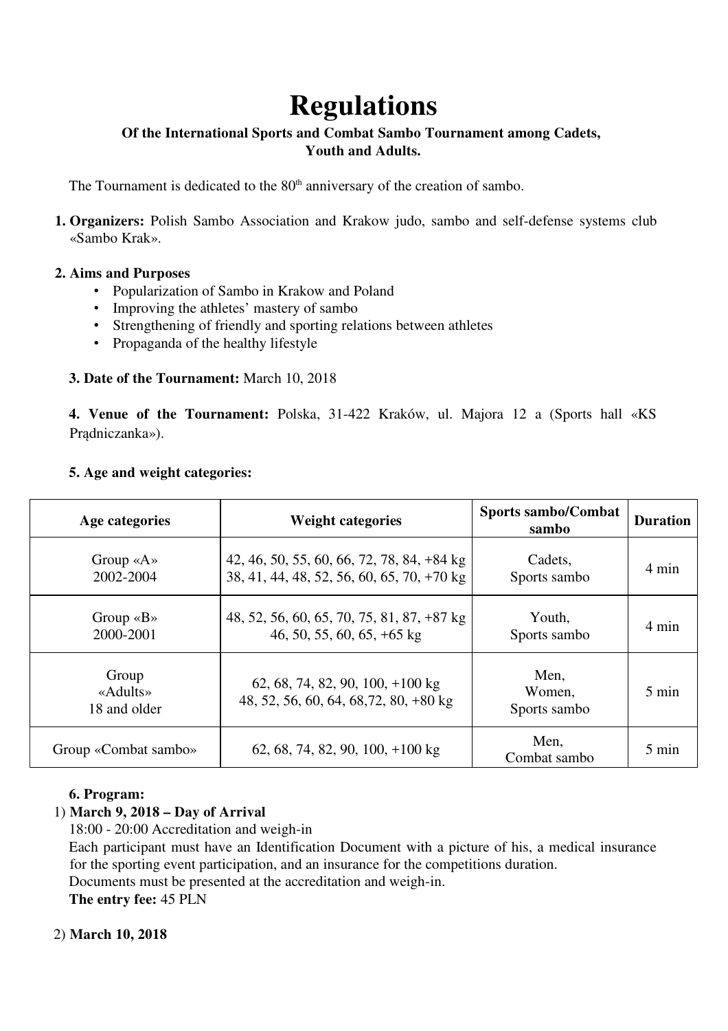# Regulations

**Of the International Sports and Combat Sambo Tournament among Cadets, Youth and Adults.**

The Tournament is dedicated to the 80th anniversary of the creation of sambo.

1. **Organizers:** Polish Sambo Association and Krakow judo, sambo and self-defense systems club «Sambo Krak».

2. **Aims and Purposes**
   - Popularization of Sambo in Krakow and Poland
   - Improving the athletes' mastery of sambo
   - Strengthening of friendly and sporting relations between athletes
   - Propaganda of the healthy lifestyle

**3. Date of the Tournament:** March 10, 2018

**4. Venue of the Tournament:** Polska, 31-422 Kraków, ul. Majora 12 a (Sports hall «KS Prądniczanka»).

**5. Age and weight categories:**

| Age categories | Weight categories | Sports sambo/Combat sambo | Duration |
|---|---|---|---|
| Group «A» 2002-2004 | 42, 46, 50, 55, 60, 66, 72, 78, 84, +84 kg<br>38, 41, 44, 48, 52, 56, 60, 65, 70, +70 kg | Cadets, Sports sambo | 4 min |
| Group «B» 2000-2001 | 48, 52, 56, 60, 65, 70, 75, 81, 87, +87 kg<br>46, 50, 55, 60, 65, +65 kg | Youth, Sports sambo | 4 min |
| Group «Adults» 18 and older | 62, 68, 74, 82, 90, 100, +100 kg<br>48, 52, 56, 60, 64, 68,72, 80, +80 kg | Men, Women, Sports sambo | 5 min |
| Group «Combat sambo» | 62, 68, 74, 82, 90, 100, +100 kg | Men, Combat sambo | 5 min |

**6. Program:**

1) **March 9, 2018 – Day of Arrival**

18:00 - 20:00 Accreditation and weigh-in

Each participant must have an Identification Document with a picture of his, a medical insurance for the sporting event participation, and an insurance for the competitions duration.

Documents must be presented at the accreditation and weigh-in.

**The entry fee:** 45 PLN

2) **March 10, 2018**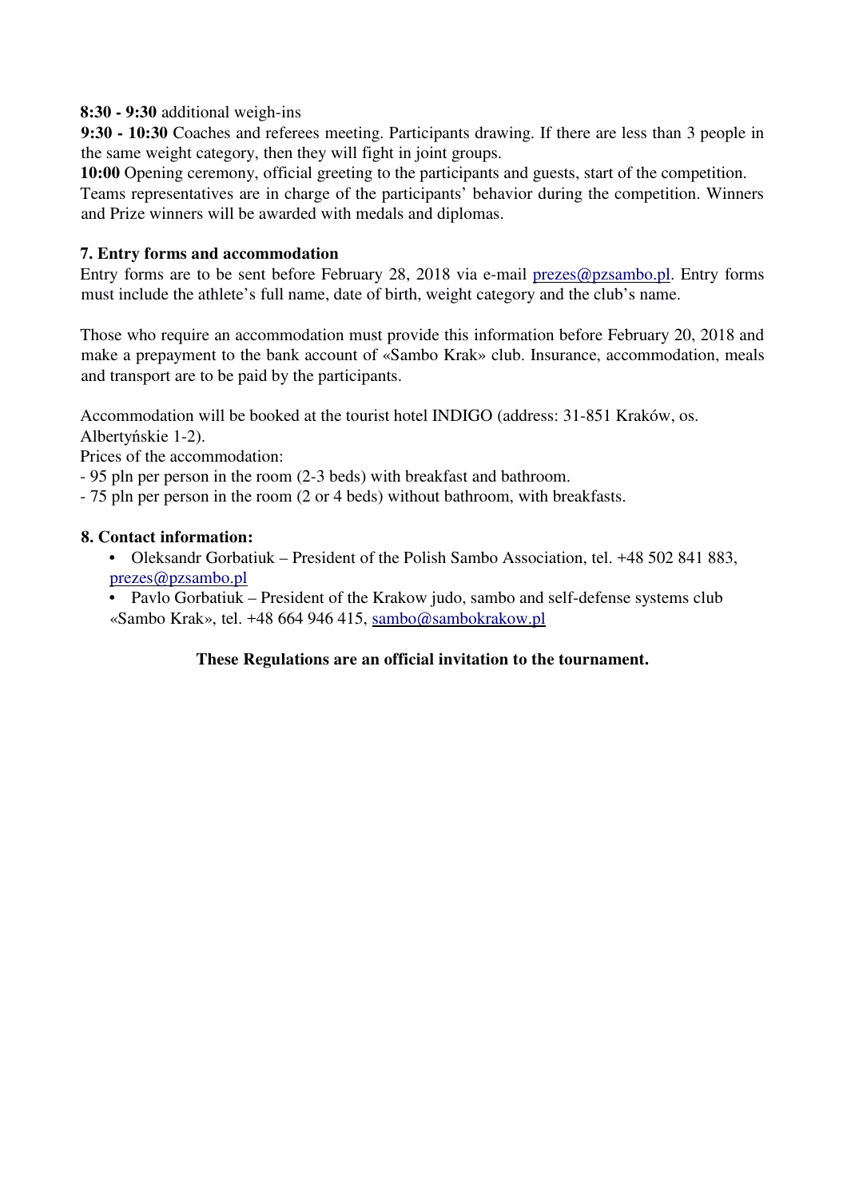**8:30 - 9:30** additional weigh-ins

**9:30 - 10:30** Coaches and referees meeting. Participants drawing. If there are less than 3 people in the same weight category, then they will fight in joint groups.

**10:00** Opening ceremony, official greeting to the participants and guests, start of the competition. Teams representatives are in charge of the participants' behavior during the competition. Winners and Prize winners will be awarded with medals and diplomas.

**7. Entry forms and accommodation**

Entry forms are to be sent before February 28, 2018 via e-mail prezes@pzsambo.pl. Entry forms must include the athlete's full name, date of birth, weight category and the club's name.

Those who require an accommodation must provide this information before February 20, 2018 and make a prepayment to the bank account of «Sambo Krak» club. Insurance, accommodation, meals and transport are to be paid by the participants.

Accommodation will be booked at the tourist hotel INDIGO (address: 31-851 Kraków, os. Albertyńskie 1-2).

Prices of the accommodation:

- 95 pln per person in the room (2-3 beds) with breakfast and bathroom.
- 75 pln per person in the room (2 or 4 beds) without bathroom, with breakfasts.

**8. Contact information:**

- Oleksandr Gorbatiuk – President of the Polish Sambo Association, tel. +48 502 841 883, prezes@pzsambo.pl
- Pavlo Gorbatiuk – President of the Krakow judo, sambo and self-defense systems club «Sambo Krak», tel. +48 664 946 415, sambo@sambokrakow.pl

**These Regulations are an official invitation to the tournament.**